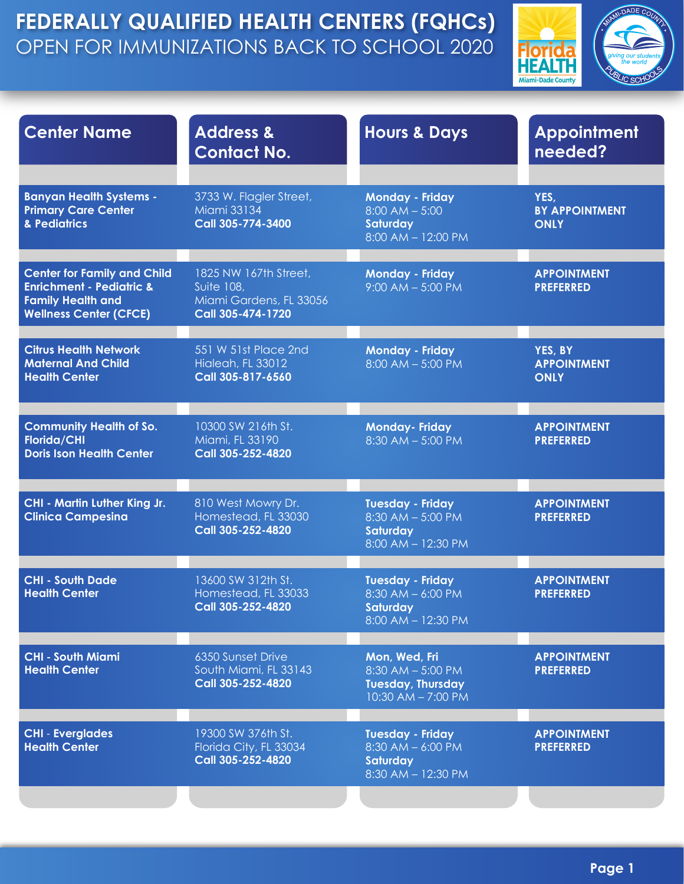# FEDERALLY QUALIFIED HEALTH CENTERS (FQHCs)

## OPEN FOR IMMUNIZATIONS BACK TO SCHOOL 2020

| Center Name | Address & Contact No. | Hours & Days | Appointment needed? |
|---|---|---|---|
| **Banyan Health Systems - Primary Care Center & Pediatrics** | 3733 W. Flagler Street, Miami 33134 **Call 305-774-3400** | **Monday - Friday** 8:00 AM – 5:00 **Saturday** 8:00 AM – 12:00 PM | **YES, BY APPOINTMENT ONLY** |
| **Center for Family and Child Enrichment - Pediatric & Family Health and Wellness Center (CFCE)** | 1825 NW 167th Street, Suite 108, Miami Gardens, FL 33056 **Call 305-474-1720** | **Monday - Friday** 9:00 AM – 5:00 PM | **APPOINTMENT PREFERRED** |
| **Citrus Health Network Maternal And Child Health Center** | 551 W 51st Place 2nd Hialeah, FL 33012 **Call 305-817-6560** | **Monday - Friday** 8:00 AM – 5:00 PM | **YES, BY APPOINTMENT ONLY** |
| **Community Health of So. Florida/CHI Doris Ison Health Center** | 10300 SW 216th St. Miami, FL 33190 **Call 305-252-4820** | **Monday- Friday** 8:30 AM – 5:00 PM | **APPOINTMENT PREFERRED** |
| **CHI - Martin Luther King Jr. Clinica Campesina** | 810 West Mowry Dr. Homestead, FL 33030 **Call 305-252-4820** | **Tuesday - Friday** 8:30 AM – 5:00 PM **Saturday** 8:00 AM – 12:30 PM | **APPOINTMENT PREFERRED** |
| **CHI - South Dade Health Center** | 13600 SW 312th St. Homestead, FL 33033 **Call 305-252-4820** | **Tuesday - Friday** 8:30 AM – 6:00 PM **Saturday** 8:00 AM – 12:30 PM | **APPOINTMENT PREFERRED** |
| **CHI - South Miami Health Center** | 6350 Sunset Drive South Miami, FL 33143 **Call 305-252-4820** | **Mon, Wed, Fri** 8:30 AM – 5:00 PM **Tuesday, Thursday** 10:30 AM – 7:00 PM | **APPOINTMENT PREFERRED** |
| **CHI - Everglades Health Center** | 19300 SW 376th St. Florida City, FL 33034 **Call 305-252-4820** | **Tuesday - Friday** 8:30 AM – 6:00 PM **Saturday** 8:30 AM – 12:30 PM | **APPOINTMENT PREFERRED** |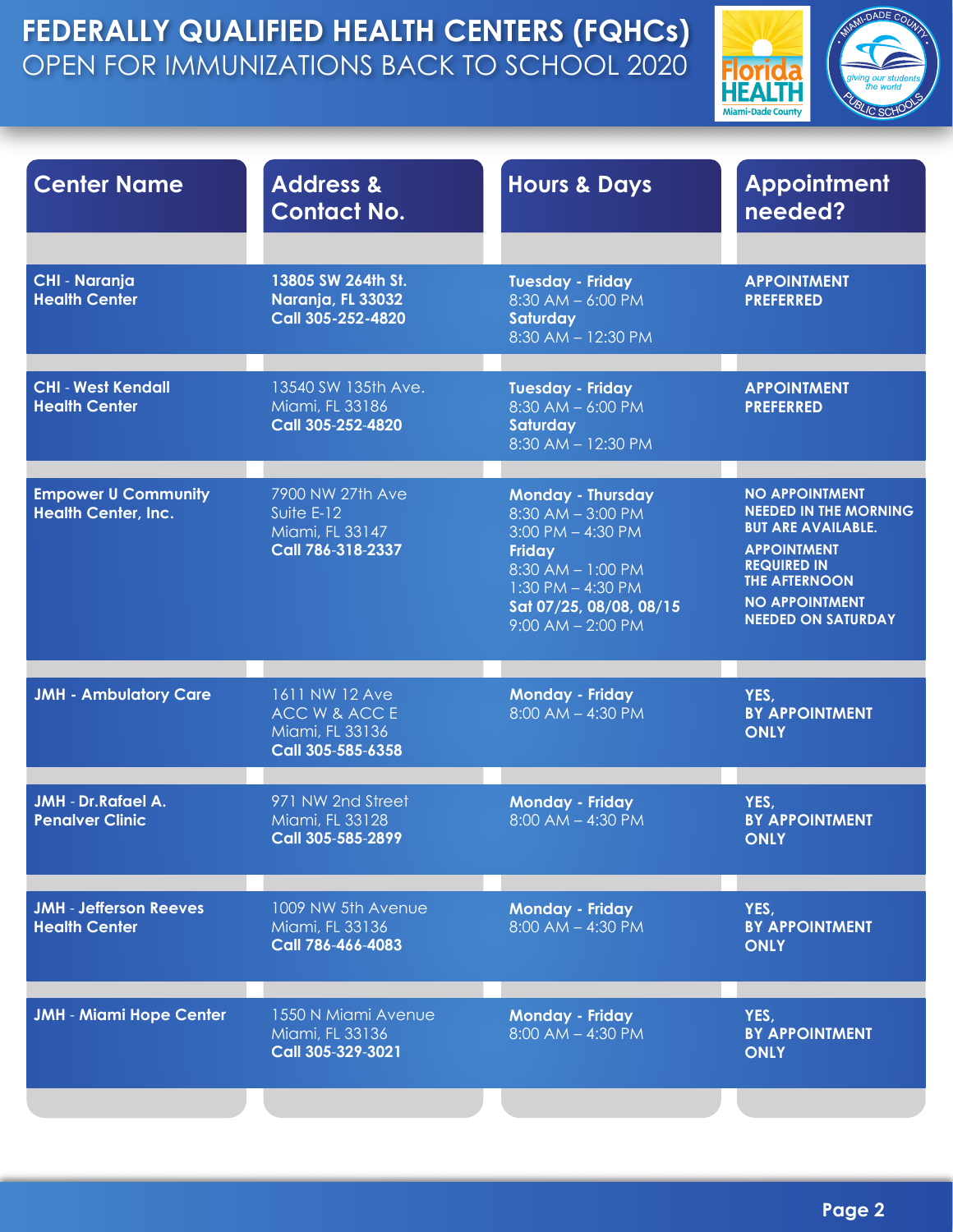# FEDERALLY QUALIFIED HEALTH CENTERS (FQHCs)

## OPEN FOR IMMUNIZATIONS BACK TO SCHOOL 2020

| Center Name | Address & Contact No. | Hours & Days | Appointment needed? |
| --- | --- | --- | --- |
| **CHI - Naranja Health Center** | **13805 SW 264th St.**<br>**Naranja, FL 33032**<br>**Call 305-252-4820** | **Tuesday - Friday**<br>8:30 AM – 6:00 PM<br>**Saturday**<br>8:30 AM – 12:30 PM | **APPOINTMENT PREFERRED** |
| **CHI - West Kendall Health Center** | 13540 SW 135th Ave.<br>Miami, FL 33186<br>**Call 305-252-4820** | **Tuesday - Friday**<br>8:30 AM – 6:00 PM<br>**Saturday**<br>8:30 AM – 12:30 PM | **APPOINTMENT PREFERRED** |
| **Empower U Community Health Center, Inc.** | 7900 NW 27th Ave<br>Suite E-12<br>Miami, FL 33147<br>**Call 786-318-2337** | **Monday - Thursday**<br>8:30 AM – 3:00 PM<br>3:00 PM – 4:30 PM<br>**Friday**<br>8:30 AM – 1:00 PM<br>1:30 PM – 4:30 PM<br>**Sat 07/25, 08/08, 08/15**<br>9:00 AM – 2:00 PM | **NO APPOINTMENT NEEDED IN THE MORNING BUT ARE AVAILABLE.**<br>**APPOINTMENT REQUIRED IN THE AFTERNOON**<br>**NO APPOINTMENT NEEDED ON SATURDAY** |
| **JMH - Ambulatory Care** | 1611 NW 12 Ave<br>ACC W & ACC E<br>Miami, FL 33136<br>**Call 305-585-6358** | **Monday - Friday**<br>8:00 AM – 4:30 PM | **YES, BY APPOINTMENT ONLY** |
| **JMH - Dr.Rafael A. Penalver Clinic** | 971 NW 2nd Street<br>Miami, FL 33128<br>**Call 305-585-2899** | **Monday - Friday**<br>8:00 AM – 4:30 PM | **YES, BY APPOINTMENT ONLY** |
| **JMH - Jefferson Reeves Health Center** | 1009 NW 5th Avenue<br>Miami, FL 33136<br>**Call 786-466-4083** | **Monday - Friday**<br>8:00 AM – 4:30 PM | **YES, BY APPOINTMENT ONLY** |
| **JMH - Miami Hope Center** | 1550 N Miami Avenue<br>Miami, FL 33136<br>**Call 305-329-3021** | **Monday - Friday**<br>8:00 AM – 4:30 PM | **YES, BY APPOINTMENT ONLY** |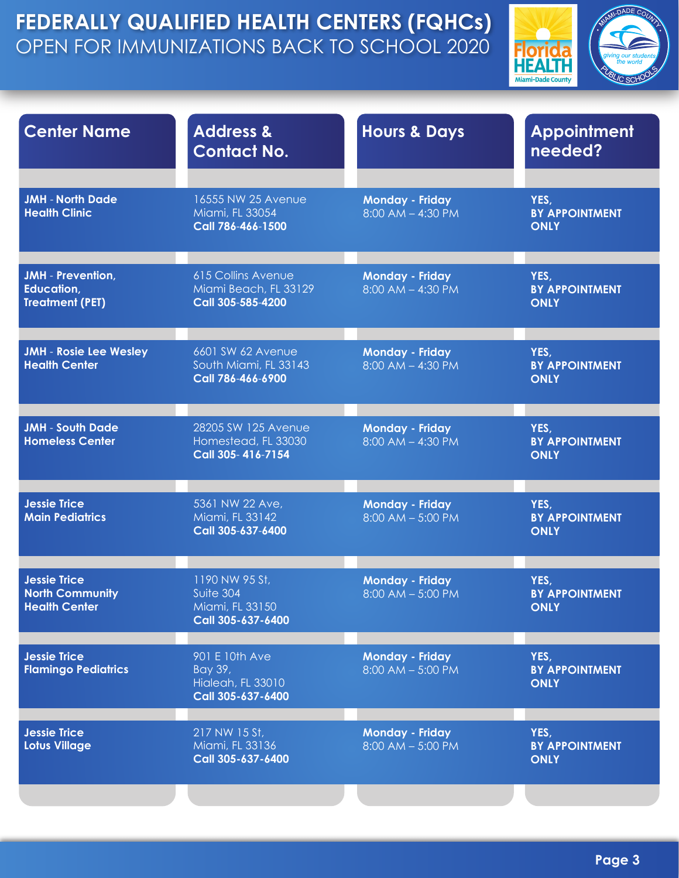# FEDERALLY QUALIFIED HEALTH CENTERS (FQHCs)

OPEN FOR IMMUNIZATIONS BACK TO SCHOOL 2020

| Center Name | Address & Contact No. | Hours & Days | Appointment needed? |
|---|---|---|---|
| **JMH - North Dade Health Clinic** | 16555 NW 25 Avenue<br>Miami, FL 33054<br>**Call 786-466-1500** | **Monday - Friday**<br>8:00 AM – 4:30 PM | **YES, BY APPOINTMENT ONLY** |
| **JMH - Prevention, Education, Treatment (PET)** | 615 Collins Avenue<br>Miami Beach, FL 33129<br>**Call 305-585-4200** | **Monday - Friday**<br>8:00 AM – 4:30 PM | **YES, BY APPOINTMENT ONLY** |
| **JMH - Rosie Lee Wesley Health Center** | 6601 SW 62 Avenue<br>South Miami, FL 33143<br>**Call 786-466-6900** | **Monday - Friday**<br>8:00 AM – 4:30 PM | **YES, BY APPOINTMENT ONLY** |
| **JMH - South Dade Homeless Center** | 28205 SW 125 Avenue<br>Homestead, FL 33030<br>**Call 305- 416-7154** | **Monday - Friday**<br>8:00 AM – 4:30 PM | **YES, BY APPOINTMENT ONLY** |
| **Jessie Trice Main Pediatrics** | 5361 NW 22 Ave,<br>Miami, FL 33142<br>**Call 305-637-6400** | **Monday - Friday**<br>8:00 AM – 5:00 PM | **YES, BY APPOINTMENT ONLY** |
| **Jessie Trice North Community Health Center** | 1190 NW 95 St,<br>Suite 304<br>Miami, FL 33150<br>**Call 305-637-6400** | **Monday - Friday**<br>8:00 AM – 5:00 PM | **YES, BY APPOINTMENT ONLY** |
| **Jessie Trice Flamingo Pediatrics** | 901 E 10th Ave<br>Bay 39,<br>Hialeah, FL 33010<br>**Call 305-637-6400** | **Monday - Friday**<br>8:00 AM – 5:00 PM | **YES, BY APPOINTMENT ONLY** |
| **Jessie Trice Lotus Village** | 217 NW 15 St,<br>Miami, FL 33136<br>**Call 305-637-6400** | **Monday - Friday**<br>8:00 AM – 5:00 PM | **YES, BY APPOINTMENT ONLY** |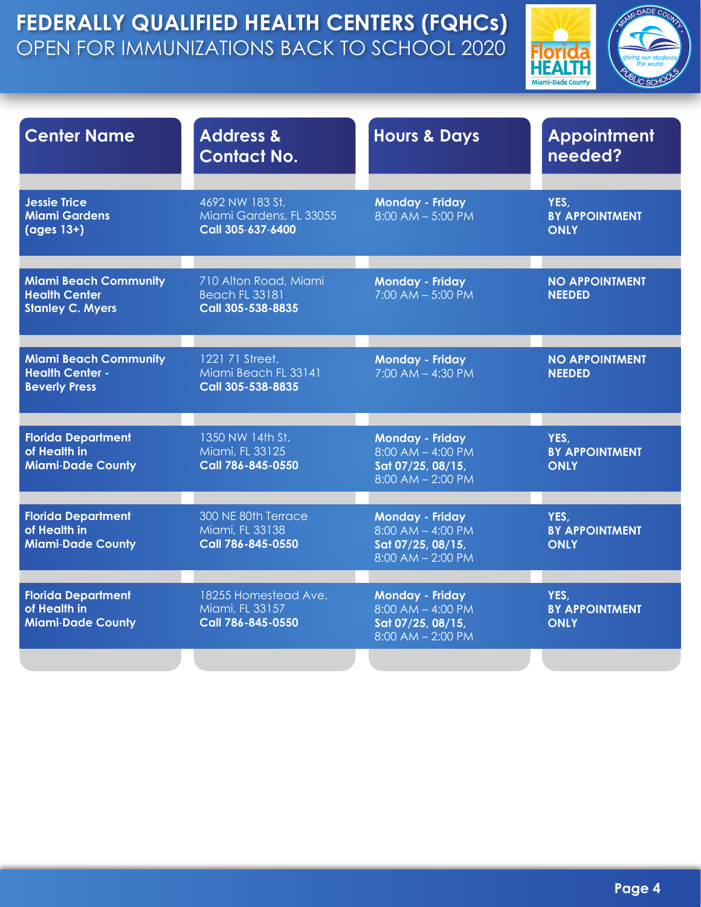# FEDERALLY QUALIFIED HEALTH CENTERS (FQHCs)

OPEN FOR IMMUNIZATIONS BACK TO SCHOOL 2020

| Center Name | Address & Contact No. | Hours & Days | Appointment needed? |
|---|---|---|---|
| **Jessie Trice Miami Gardens (ages 13+)** | 4692 NW 183 St, Miami Gardens, FL 33055 **Call 305-637-6400** | **Monday - Friday** 8:00 AM – 5:00 PM | **YES, BY APPOINTMENT ONLY** |
| **Miami Beach Community Health Center Stanley C. Myers** | 710 Alton Road, Miami Beach FL 33181 **Call 305-538-8835** | **Monday - Friday** 7:00 AM – 5:00 PM | **NO APPOINTMENT NEEDED** |
| **Miami Beach Community Health Center - Beverly Press** | 1221 71 Street, Miami Beach FL 33141 **Call 305-538-8835** | **Monday - Friday** 7:00 AM – 4:30 PM | **NO APPOINTMENT NEEDED** |
| **Florida Department of Health in Miami-Dade County** | 1350 NW 14th St. Miami, FL 33125 **Call 786-845-0550** | **Monday - Friday** 8:00 AM – 4:00 PM **Sat 07/25, 08/15,** 8:00 AM – 2:00 PM | **YES, BY APPOINTMENT ONLY** |
| **Florida Department of Health in Miami-Dade County** | 300 NE 80th Terrace Miami, FL 33138 **Call 786-845-0550** | **Monday - Friday** 8:00 AM – 4:00 PM **Sat 07/25, 08/15,** 8:00 AM – 2:00 PM | **YES, BY APPOINTMENT ONLY** |
| **Florida Department of Health in Miami-Dade County** | 18255 Homestead Ave. Miami, FL 33157 **Call 786-845-0550** | **Monday - Friday** 8:00 AM – 4:00 PM **Sat 07/25, 08/15,** 8:00 AM – 2:00 PM | **YES, BY APPOINTMENT ONLY** |